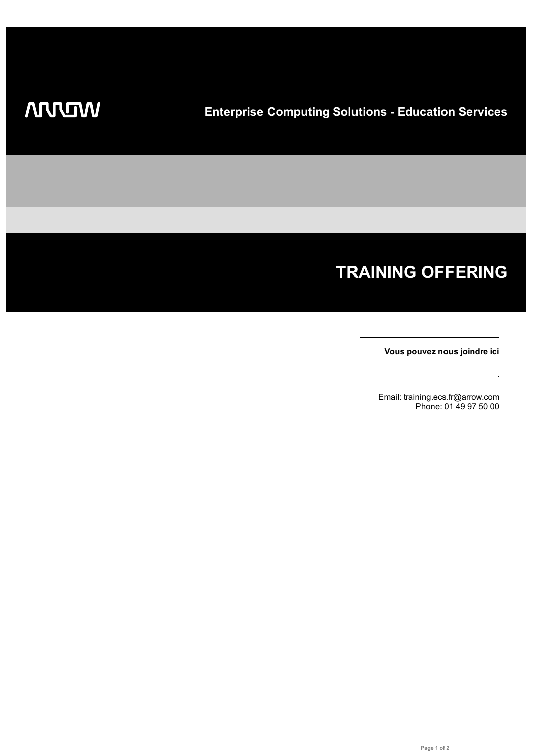ARROW

Enterprise Computing Solutions - Education Services

# TRAINING OFFERING

**Vous pouvez nous joindre ici**

.

Email: training.ecs.fr@arrow.com
Phone: 01 49 97 50 00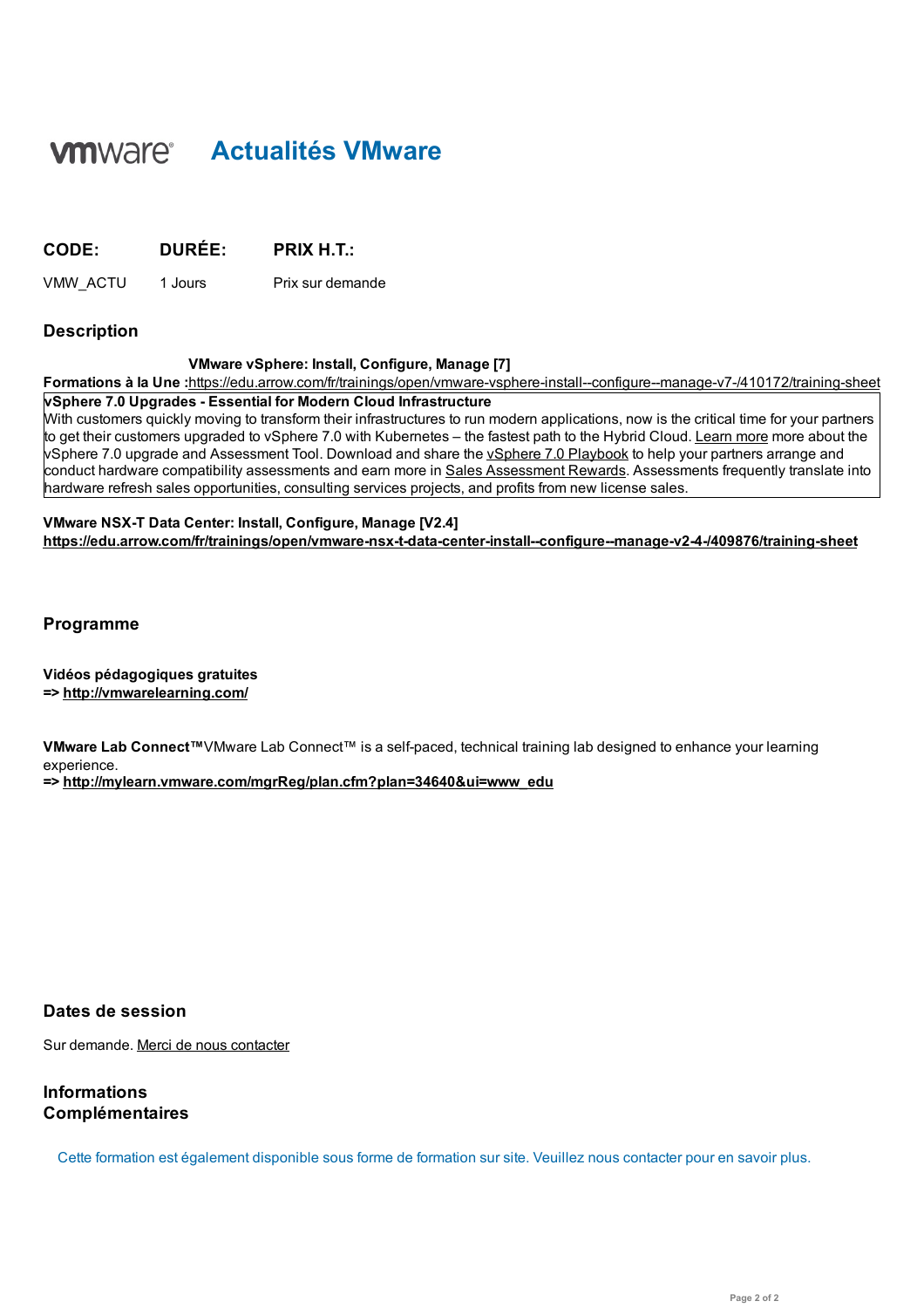# Actualités VMware

| CODE: | DURÉE: | PRIX H.T.: |
|---|---|---|
| VMW_ACTU | 1 Jours | Prix sur demande |

## Description

**VMware vSphere: Install, Configure, Manage [7]**

**Formations à la Une :**https://edu.arrow.com/fr/trainings/open/vmware-vsphere-install--configure--manage-v7-/410172/training-sheet

**vSphere 7.0 Upgrades - Essential for Modern Cloud Infrastructure**
With customers quickly moving to transform their infrastructures to run modern applications, now is the critical time for your partners to get their customers upgraded to vSphere 7.0 with Kubernetes – the fastest path to the Hybrid Cloud. Learn more more about the vSphere 7.0 upgrade and Assessment Tool. Download and share the vSphere 7.0 Playbook to help your partners arrange and conduct hardware compatibility assessments and earn more in Sales Assessment Rewards. Assessments frequently translate into hardware refresh sales opportunities, consulting services projects, and profits from new license sales.

**VMware NSX-T Data Center: Install, Configure, Manage [V2.4]**
**https://edu.arrow.com/fr/trainings/open/vmware-nsx-t-data-center-install--configure--manage-v2-4-/409876/training-sheet**

## Programme

**Vidéos pédagogiques gratuites**
**=> http://vmwarelearning.com/**

**VMware Lab Connect™**VMware Lab Connect™ is a self-paced, technical training lab designed to enhance your learning experience.
**=> http://mylearn.vmware.com/mgrReg/plan.cfm?plan=34640&ui=www_edu**

## Dates de session

Sur demande. Merci de nous contacter

## Informations Complémentaires

Cette formation est également disponible sous forme de formation sur site. Veuillez nous contacter pour en savoir plus.